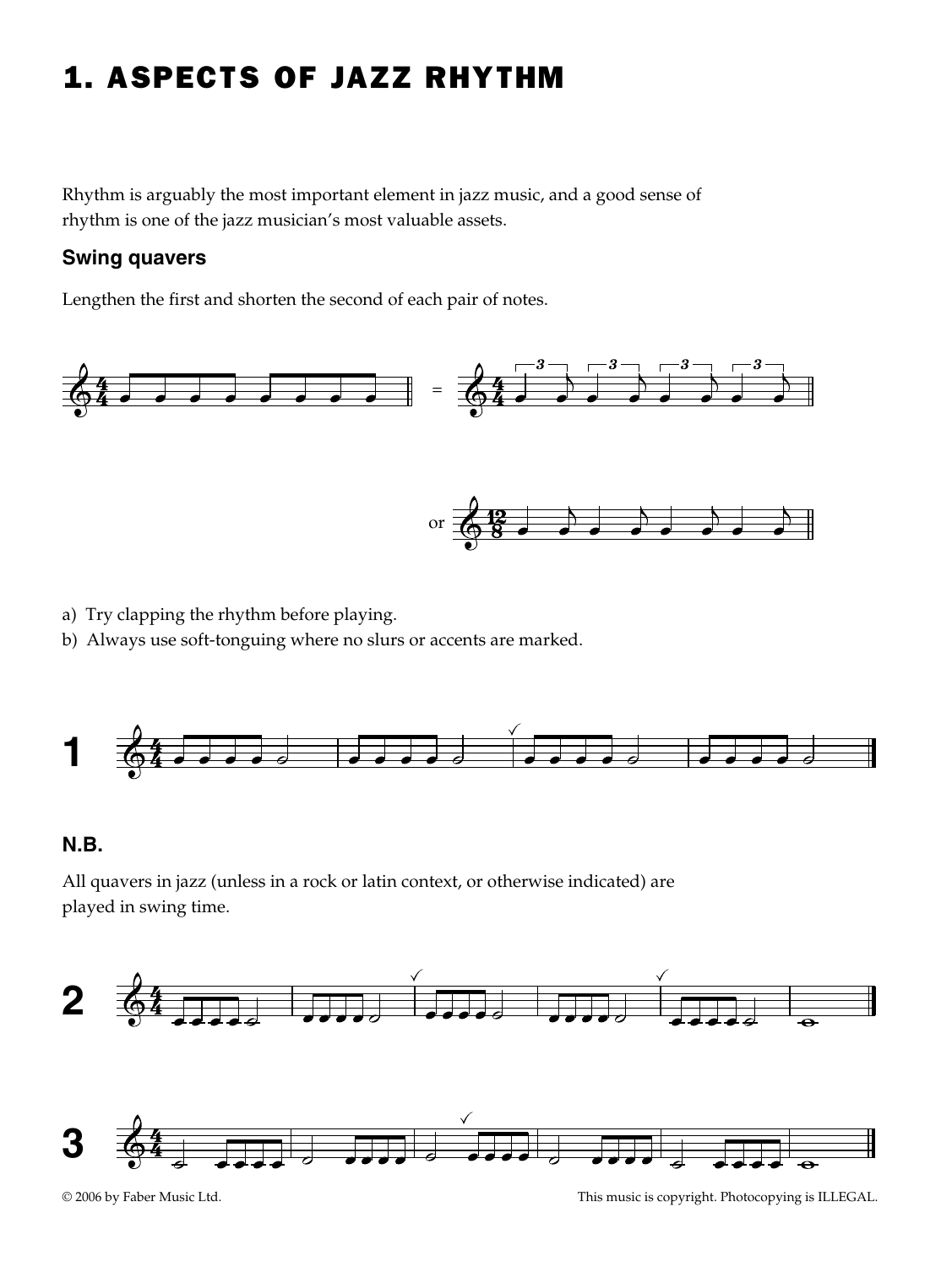# 1. ASPECTS OF JAZZ RHYTHM

Rhythm is arguably the most important element in jazz music, and a good sense of rhythm is one of the jazz musician's most valuable assets.

### Swing quavers

Lengthen the first and shorten the second of each pair of notes.

=

or

a) Try clapping the rhythm before playing.
b) Always use soft-tonguing where no slurs or accents are marked.

**1**

### N.B.

All quavers in jazz (unless in a rock or latin context, or otherwise indicated) are played in swing time.

**2**

**3**

© 2006 by Faber Music Ltd. This music is copyright. Photocopying is ILLEGAL.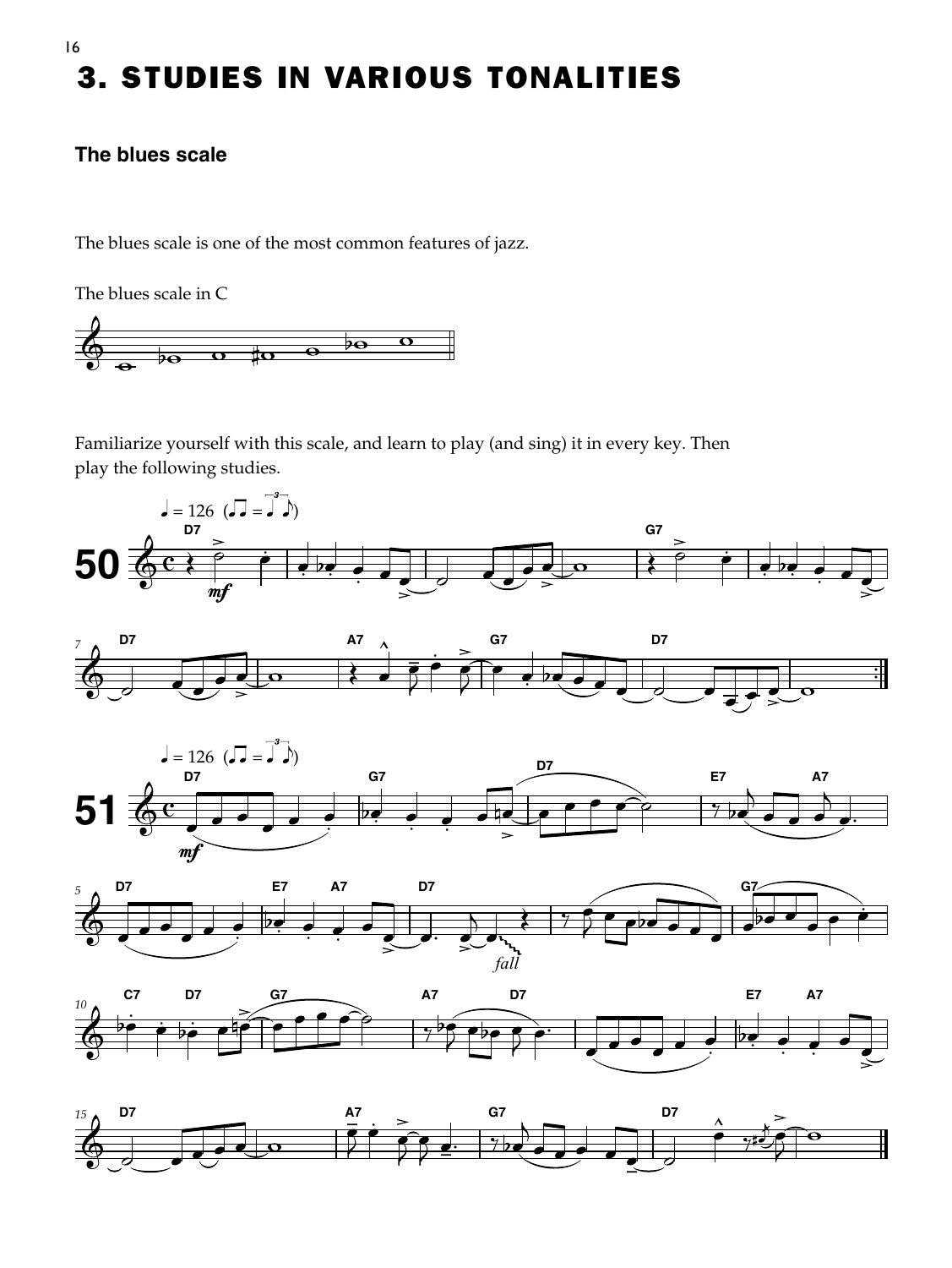# 3. STUDIES IN VARIOUS TONALITIES

### The blues scale

The blues scale is one of the most common features of jazz.

The blues scale in C

Familiarize yourself with this scale, and learn to play (and sing) it in every key. Then play the following studies.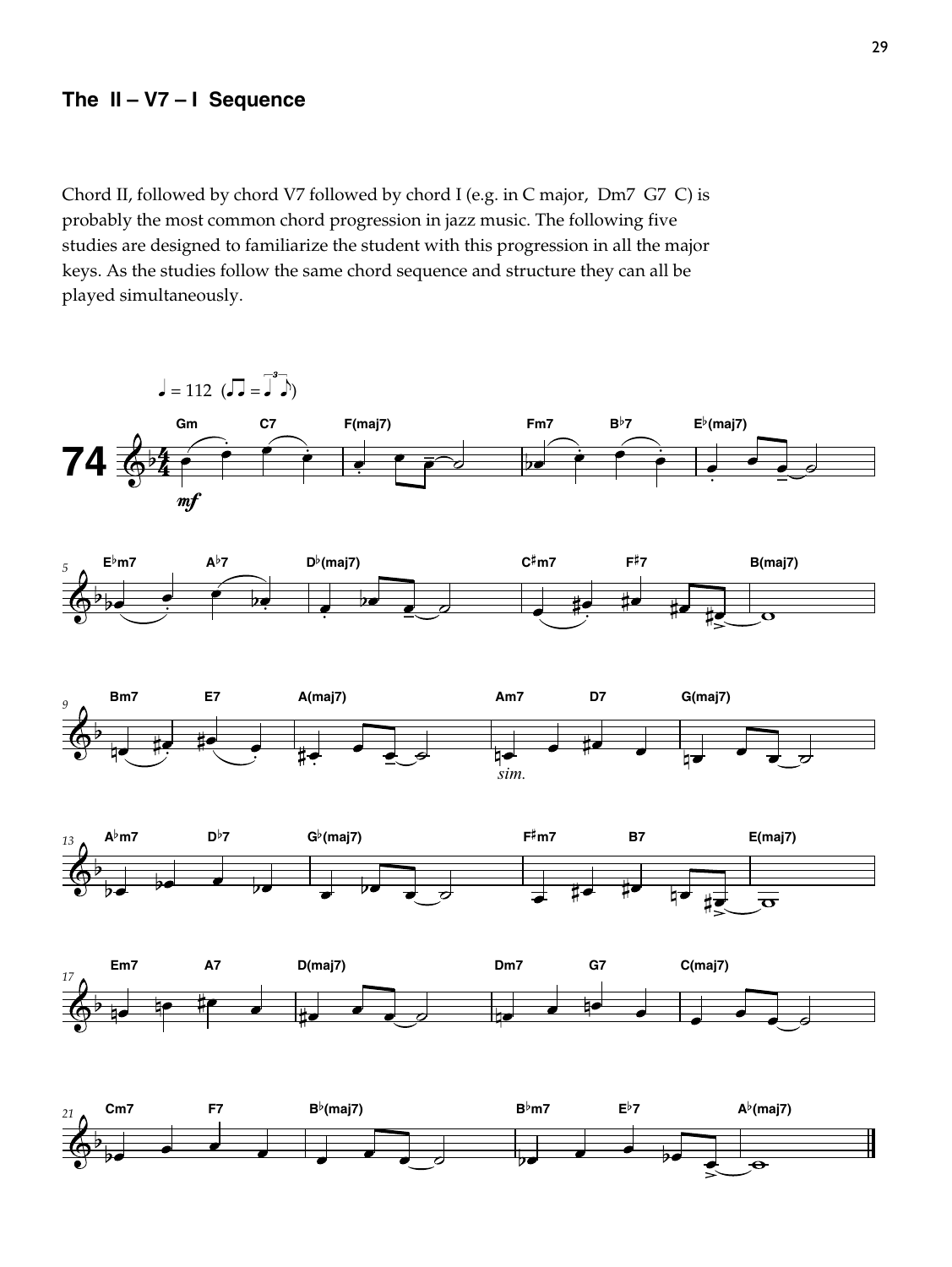## The II – V7 – I Sequence

Chord II, followed by chord V7 followed by chord I (e.g. in C major, Dm7 G7 C) is probably the most common chord progression in jazz music. The following five studies are designed to familiarize the student with this progression in all the major keys. As the studies follow the same chord sequence and structure they can all be played simultaneously.